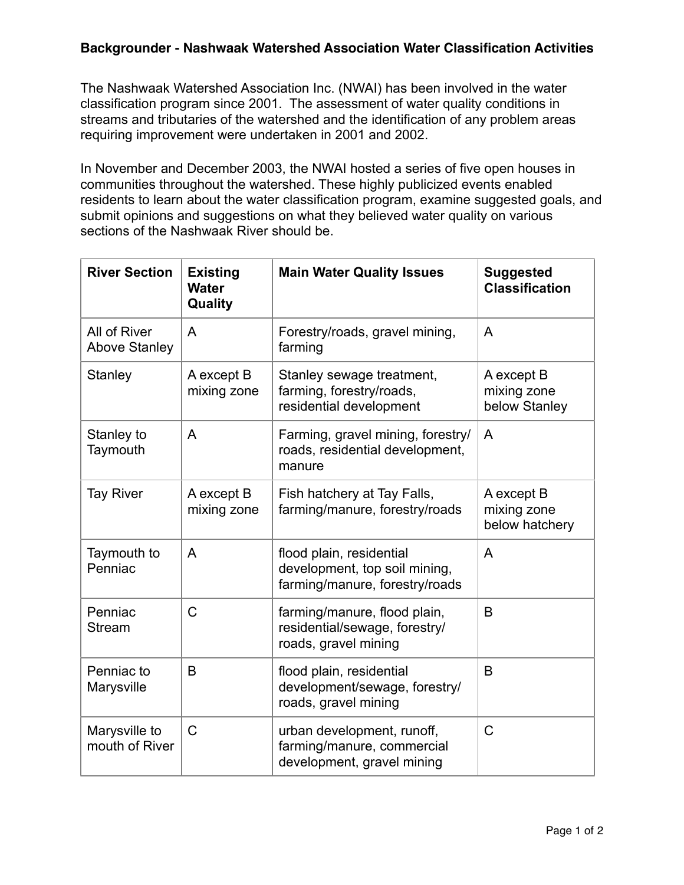# Backgrounder - Nashwaak Watershed Association Water Classification Activities

The Nashwaak Watershed Association Inc. (NWAI) has been involved in the water classification program since 2001. The assessment of water quality conditions in streams and tributaries of the watershed and the identification of any problem areas requiring improvement were undertaken in 2001 and 2002.

In November and December 2003, the NWAI hosted a series of five open houses in communities throughout the watershed. These highly publicized events enabled residents to learn about the water classification program, examine suggested goals, and submit opinions and suggestions on what they believed water quality on various sections of the Nashwaak River should be.

| River Section | Existing Water Quality | Main Water Quality Issues | Suggested Classification |
|---|---|---|---|
| All of River Above Stanley | A | Forestry/roads, gravel mining, farming | A |
| Stanley | A except B mixing zone | Stanley sewage treatment, farming, forestry/roads, residential development | A except B mixing zone below Stanley |
| Stanley to Taymouth | A | Farming, gravel mining, forestry/roads, residential development, manure | A |
| Tay River | A except B mixing zone | Fish hatchery at Tay Falls, farming/manure, forestry/roads | A except B mixing zone below hatchery |
| Taymouth to Penniac | A | flood plain, residential development, top soil mining, farming/manure, forestry/roads | A |
| Penniac Stream | C | farming/manure, flood plain, residential/sewage, forestry/roads, gravel mining | B |
| Penniac to Marysville | B | flood plain, residential development/sewage, forestry/roads, gravel mining | B |
| Marysville to mouth of River | C | urban development, runoff, farming/manure, commercial development, gravel mining | C |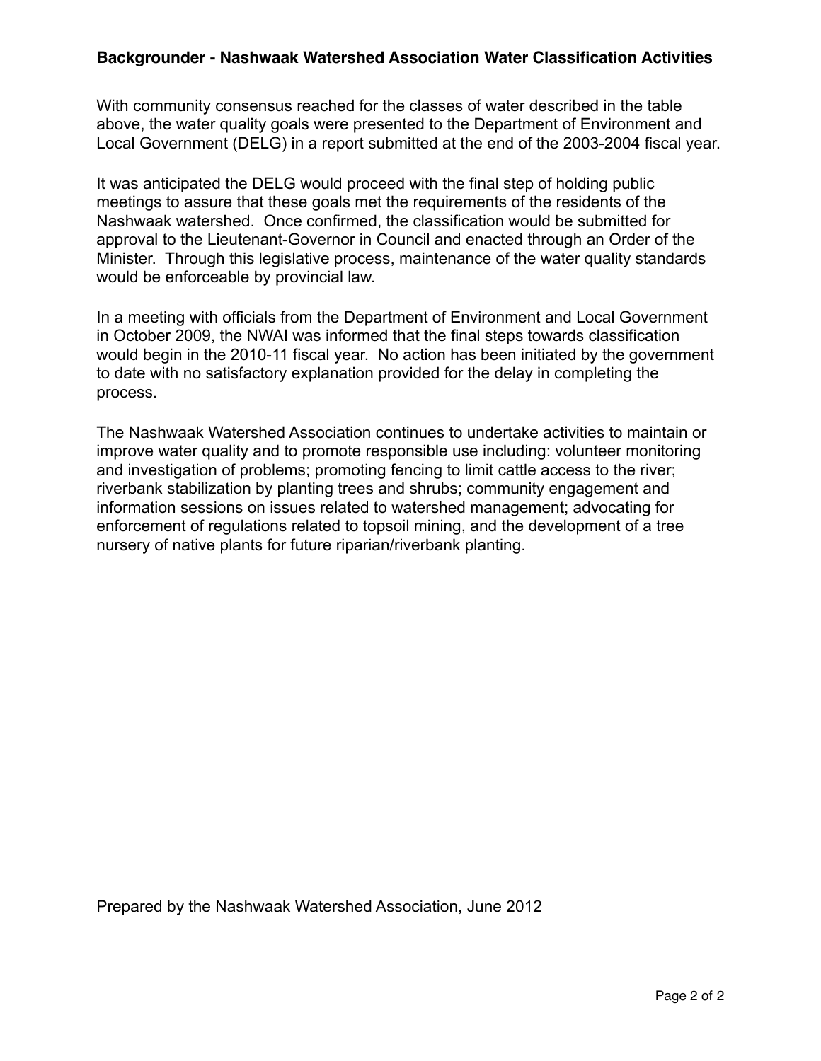**Backgrounder - Nashwaak Watershed Association Water Classification Activities**

With community consensus reached for the classes of water described in the table above, the water quality goals were presented to the Department of Environment and Local Government (DELG) in a report submitted at the end of the 2003-2004 fiscal year.

It was anticipated the DELG would proceed with the final step of holding public meetings to assure that these goals met the requirements of the residents of the Nashwaak watershed. Once confirmed, the classification would be submitted for approval to the Lieutenant-Governor in Council and enacted through an Order of the Minister. Through this legislative process, maintenance of the water quality standards would be enforceable by provincial law.

In a meeting with officials from the Department of Environment and Local Government in October 2009, the NWAI was informed that the final steps towards classification would begin in the 2010-11 fiscal year. No action has been initiated by the government to date with no satisfactory explanation provided for the delay in completing the process.

The Nashwaak Watershed Association continues to undertake activities to maintain or improve water quality and to promote responsible use including: volunteer monitoring and investigation of problems; promoting fencing to limit cattle access to the river; riverbank stabilization by planting trees and shrubs; community engagement and information sessions on issues related to watershed management; advocating for enforcement of regulations related to topsoil mining, and the development of a tree nursery of native plants for future riparian/riverbank planting.

Prepared by the Nashwaak Watershed Association, June 2012